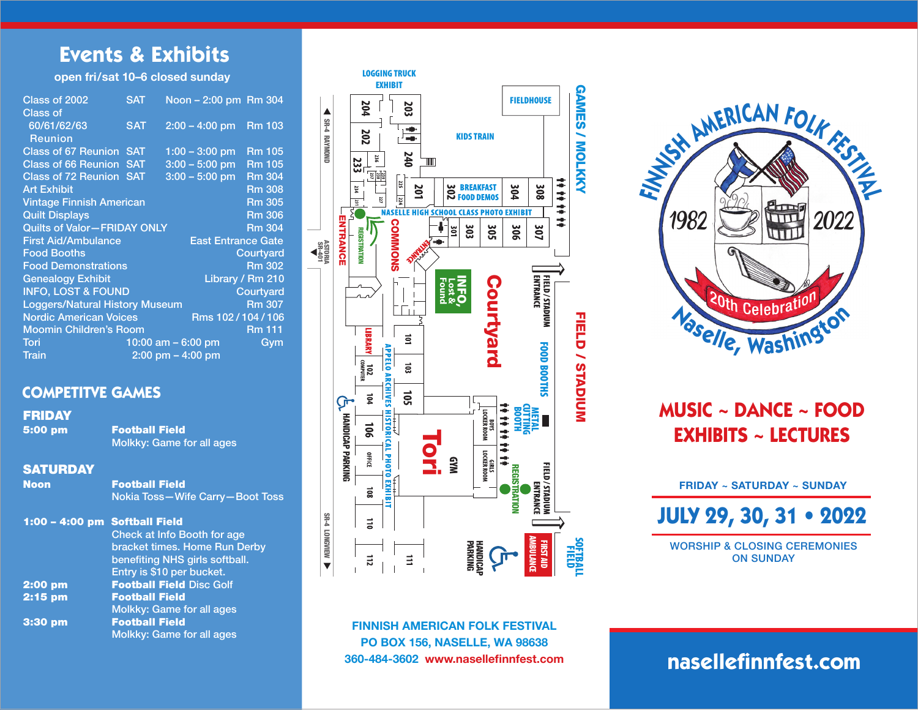# Events & Exhibits

open fri/sat 10–6 closed sunday

| Event | Day | Time | Location |
|---|---|---|---|
| Class of 2002 | SAT | Noon – 2:00 pm | Rm 304 |
| Class of 60/61/62/63 Reunion | SAT | 2:00 – 4:00 pm | Rm 103 |
| Class of 67 Reunion | SAT | 1:00 – 3:00 pm | Rm 105 |
| Class of 66 Reunion | SAT | 3:00 – 5:00 pm | Rm 105 |
| Class of 72 Reunion | SAT | 3:00 – 5:00 pm | Rm 304 |
| Art Exhibit | | | Rm 308 |
| Vintage Finnish American | | | Rm 305 |
| Quilt Displays | | | Rm 306 |
| Quilts of Valor—FRIDAY ONLY | | | Rm 304 |
| First Aid/Ambulance | | | East Entrance Gate |
| Food Booths | | | Courtyard |
| Food Demonstrations | | | Rm 302 |
| Genealogy Exhibit | | | Library / Rm 210 |
| INFO, LOST & FOUND | | | Courtyard |
| Loggers/Natural History Museum | | | Rm 307 |
| Nordic American Voices | | | Rms 102 / 104 / 106 |
| Moomin Children's Room | | | Rm 111 |
| Tori | | 10:00 am – 6:00 pm | Gym |
| Train | | 2:00 pm – 4:00 pm | |

## COMPETITVE GAMES

### FRIDAY

**5:00 pm** — **Football Field**
Molkky: Game for all ages

### SATURDAY

**Noon** — **Football Field**
Nokia Toss—Wife Carry—Boot Toss

**1:00 – 4:00 pm** — **Softball Field**
Check at Info Booth for age bracket times. Home Run Derby benefiting NHS girls softball. Entry is $10 per bucket.

**2:00 pm** — **Football Field** Disc Golf

**2:15 pm** — **Football Field**
Molkky: Game for all ages

**3:30 pm** — **Football Field**
Molkky: Game for all ages

---

LOGGING TRUCK EXHIBIT · FIELDHOUSE · GAMES / MOLKKY · KIDS TRAIN · BREAKFAST FOOD DEMOS · NASELLE HIGH SCHOOL CLASS PHOTO EXHIBIT · ENTRANCE · REGISTRATION · COMMONS · INFO, Lost & Found · Courtyard · FIELD / STADIUM ENTRANCE · FOOD BOOTHS · FIELD / STADIUM · LIBRARY · APPELO ARCHIVES HISTORICAL PHOTO EXHIBIT · METAL CUTTING BOOTH · BOYS LOCKER ROOM · GIRLS LOCKER ROOM · GYM · Tori · HANDICAP PARKING · FIRST AID AMBULANCE · SOFTBALL FIELD · SR-4 RAYMOND · ASTORIA SR-401 · SR-4 LONGVIEW

Rooms: 204, 203, 202, 240, 233, 236, 237, 238, 239, 234, 235, 227, 231, 224, 201, 302, 304, 308, 301, 303, 305, 306, 307, 101, 102 (COMPUTER), 103, 104, 105, 106, OFFICE, 108, 110, 111, 112

---

# FINNISH AMERICAN FOLK FESTIVAL

1982 · 2022

20th Celebration

Naselle, Washington

## MUSIC ~ DANCE ~ FOOD
## EXHIBITS ~ LECTURES

FRIDAY ~ SATURDAY ~ SUNDAY

## JULY 29, 30, 31 • 2022

WORSHIP & CLOSING CEREMONIES ON SUNDAY

FINNISH AMERICAN FOLK FESTIVAL
PO BOX 156, NASELLE, WA 98638
360-484-3602 www.nasellefinnfest.com

**nasellefinnfest.com**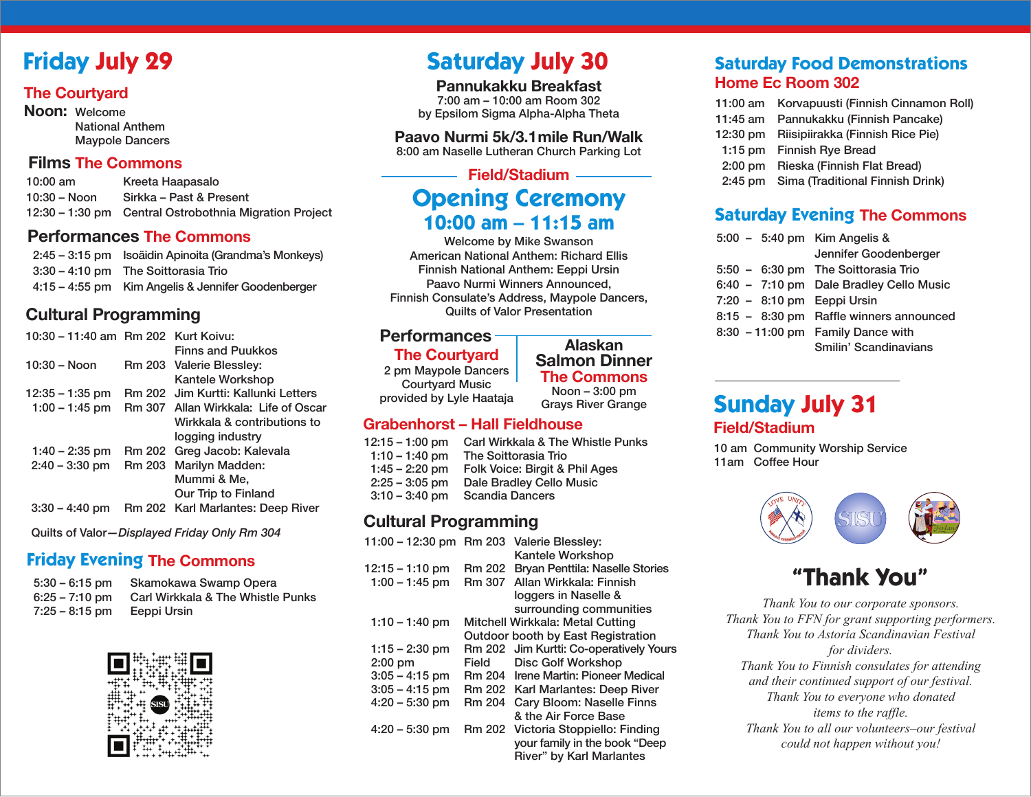# Friday July 29

## The Courtyard

**Noon:** Welcome
National Anthem
Maypole Dancers

## Films The Commons

| | |
|---|---|
| 10:00 am | Kreeta Haapasalo |
| 10:30 – Noon | Sirkka – Past & Present |
| 12:30 – 1:30 pm | Central Ostrobothnia Migration Project |

## Performances The Commons

| | |
|---|---|
| 2:45 – 3:15 pm | Isoäidin Apinoita (Grandma's Monkeys) |
| 3:30 – 4:10 pm | The Soittorasia Trio |
| 4:15 – 4:55 pm | Kim Angelis & Jennifer Goodenberger |

## Cultural Programming

| | | |
|---|---|---|
| 10:30 – 11:40 am | Rm 202 | Kurt Koivu: Finns and Puukkos |
| 10:30 – Noon | Rm 203 | Valerie Blessley: Kantele Workshop |
| 12:35 – 1:35 pm | Rm 202 | Jim Kurtti: Kallunki Letters |
| 1:00 – 1:45 pm | Rm 307 | Allan Wirkkala: Life of Oscar Wirkkala & contributions to logging industry |
| 1:40 – 2:35 pm | Rm 202 | Greg Jacob: Kalevala |
| 2:40 – 3:30 pm | Rm 203 | Marilyn Madden: Mummi & Me, Our Trip to Finland |
| 3:30 – 4:40 pm | Rm 202 | Karl Marlantes: Deep River |

Quilts of Valor—*Displayed Friday Only Rm 304*

## Friday Evening The Commons

| | |
|---|---|
| 5:30 – 6:15 pm | Skamokawa Swamp Opera |
| 6:25 – 7:10 pm | Carl Wirkkala & The Whistle Punks |
| 7:25 – 8:15 pm | Eeppi Ursin |

# Saturday July 30

**Pannukakku Breakfast**
7:00 am – 10:00 am Room 302
by Epsilom Sigma Alpha-Alpha Theta

**Paavo Nurmi 5k/3.1mile Run/Walk**
8:00 am Naselle Lutheran Church Parking Lot

## Field/Stadium

## Opening Ceremony

### 10:00 am – 11:15 am

Welcome by Mike Swanson
American National Anthem: Richard Ellis
Finnish National Anthem: Eeppi Ursin
Paavo Nurmi Winners Announced,
Finnish Consulate's Address, Maypole Dancers,
Quilts of Valor Presentation

## Performances

### The Courtyard

2 pm Maypole Dancers
Courtyard Music
provided by Lyle Haataja

## Alaskan Salmon Dinner

### The Commons

Noon – 3:00 pm
Grays River Grange

## Grabenhorst – Hall Fieldhouse

| | |
|---|---|
| 12:15 – 1:00 pm | Carl Wirkkala & The Whistle Punks |
| 1:10 – 1:40 pm | The Soittorasia Trio |
| 1:45 – 2:20 pm | Folk Voice: Birgit & Phil Ages |
| 2:25 – 3:05 pm | Dale Bradley Cello Music |
| 3:10 – 3:40 pm | Scandia Dancers |

## Cultural Programming

| | | |
|---|---|---|
| 11:00 – 12:30 pm | Rm 203 | Valerie Blessley: Kantele Workshop |
| 12:15 – 1:10 pm | Rm 202 | Bryan Penttila: Naselle Stories |
| 1:00 – 1:45 pm | Rm 307 | Allan Wirkkala: Finnish loggers in Naselle & surrounding communities |
| 1:10 – 1:40 pm | | Mitchell Wirkkala: Metal Cutting Outdoor booth by East Registration |
| 1:15 – 2:30 pm | Rm 202 | Jim Kurtti: Co-operatively Yours |
| 2:00 pm | Field | Disc Golf Workshop |
| 3:05 – 4:15 pm | Rm 204 | Irene Martin: Pioneer Medical |
| 3:05 – 4:15 pm | Rm 202 | Karl Marlantes: Deep River |
| 4:20 – 5:30 pm | Rm 204 | Cary Bloom: Naselle Finns & the Air Force Base |
| 4:20 – 5:30 pm | Rm 202 | Victoria Stoppiello: Finding your family in the book "Deep River" by Karl Marlantes |

## Saturday Food Demonstrations

### Home Ec Room 302

| | |
|---|---|
| 11:00 am | Korvapuusti (Finnish Cinnamon Roll) |
| 11:45 am | Pannukakku (Finnish Pancake) |
| 12:30 pm | Riisipiirakka (Finnish Rice Pie) |
| 1:15 pm | Finnish Rye Bread |
| 2:00 pm | Rieska (Finnish Flat Bread) |
| 2:45 pm | Sima (Traditional Finnish Drink) |

## Saturday Evening The Commons

| | |
|---|---|
| 5:00 – 5:40 pm | Kim Angelis & Jennifer Goodenberger |
| 5:50 – 6:30 pm | The Soittorasia Trio |
| 6:40 – 7:10 pm | Dale Bradley Cello Music |
| 7:20 – 8:10 pm | Eeppi Ursin |
| 8:15 – 8:30 pm | Raffle winners announced |
| 8:30 – 11:00 pm | Family Dance with Smilin' Scandinavians |

# Sunday July 31

## Field/Stadium

10 am Community Worship Service
11am Coffee Hour

## "Thank You"

*Thank You to our corporate sponsors.*
*Thank You to FFN for grant supporting performers.*
*Thank You to Astoria Scandinavian Festival for dividers.*
*Thank You to Finnish consulates for attending and their continued support of our festival.*
*Thank You to everyone who donated items to the raffle.*
*Thank You to all our volunteers–our festival could not happen without you!*